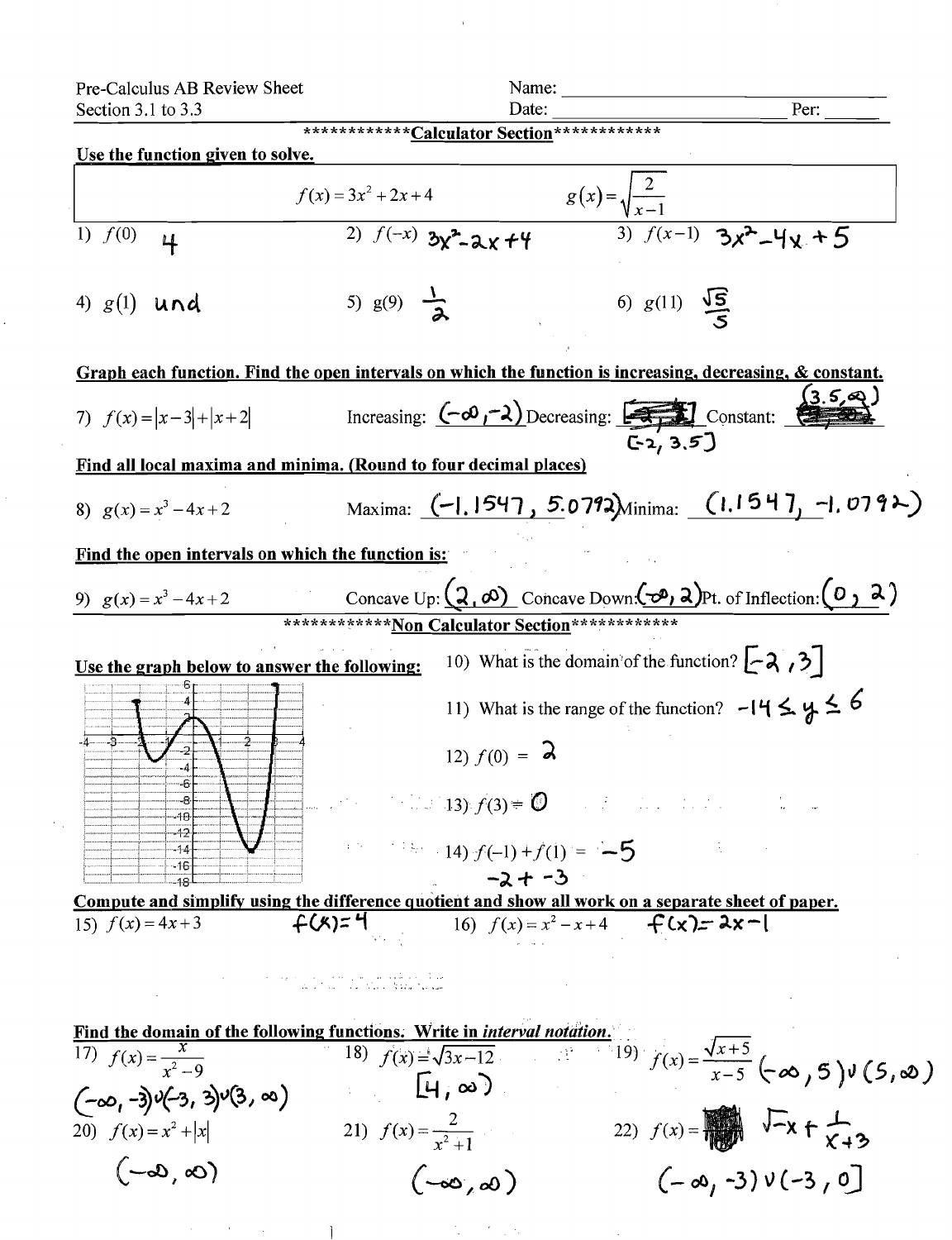Pre-Calculus AB Review Sheet
Section 3.1 to 3.3

Name: ______________________
Date: ______________________ Per: ______

************Calculator Section************

**Use the function given to solve.**

$$f(x) = 3x^2 + 2x + 4 \qquad g(x) = \sqrt{\frac{2}{x-1}}$$

1) $f(0)$ 4

2) $f(-x)$ $3x^2 - 2x + 4$

3) $f(x-1)$ $3x^2 - 4x + 5$

4) $g(1)$ und

5) $g(9)$ $\frac{1}{2}$

6) $g(11)$ $\frac{\sqrt{5}}{5}$

**Graph each function. Find the open intervals on which the function is increasing, decreasing, & constant.**

7) $f(x) = |x-3| + |x+2|$ Increasing: $(-\infty, -2)$ Decreasing: $[-2, 3.5]$ Constant: $(3.5, \infty)$

**Find all local maxima and minima. (Round to four decimal places)**

8) $g(x) = x^3 - 4x + 2$ Maxima: $(-1.1547, 5.0792)$ Minima: $(1.1547, -1.0792)$

**Find the open intervals on which the function is:**

9) $g(x) = x^3 - 4x + 2$ Concave Up: $(2, \infty)$ Concave Down: $(-\infty, 2)$ Pt. of Inflection: $(0, 2)$

************Non Calculator Section************

**Use the graph below to answer the following:**

10) What is the domain of the function? $[-2, 3]$

11) What is the range of the function? $-14 \leq y \leq 6$

12) $f(0) =$ 2

13) $f(3) =$ 0

14) $f(-1) + f(1) =$ $-5$

$-2 + -3$

**Compute and simplify using the difference quotient and show all work on a separate sheet of paper.**

15) $f(x) = 4x + 3$ $f(x) = 4$

16) $f(x) = x^2 - x + 4$ $f(x) = 2x - 1$

**Find the domain of the following functions. Write in *interval notation*.**

17) $f(x) = \frac{x}{x^2 - 9}$

$(-\infty, -3) \cup (-3, 3) \cup (3, \infty)$

18) $f(x) = \sqrt{3x - 12}$

$[4, \infty)$

19) $f(x) = \frac{\sqrt{x+5}}{x-5}$ $(-\infty, 5) \cup (5, \infty)$

20) $f(x) = x^2 + |x|$

$(-\infty, \infty)$

21) $f(x) = \frac{2}{x^2 + 1}$

$(-\infty, \infty)$

22) $f(x) =$ $\sqrt{-x} + \frac{1}{x+3}$

$(-\infty, -3) \cup (-3, 0]$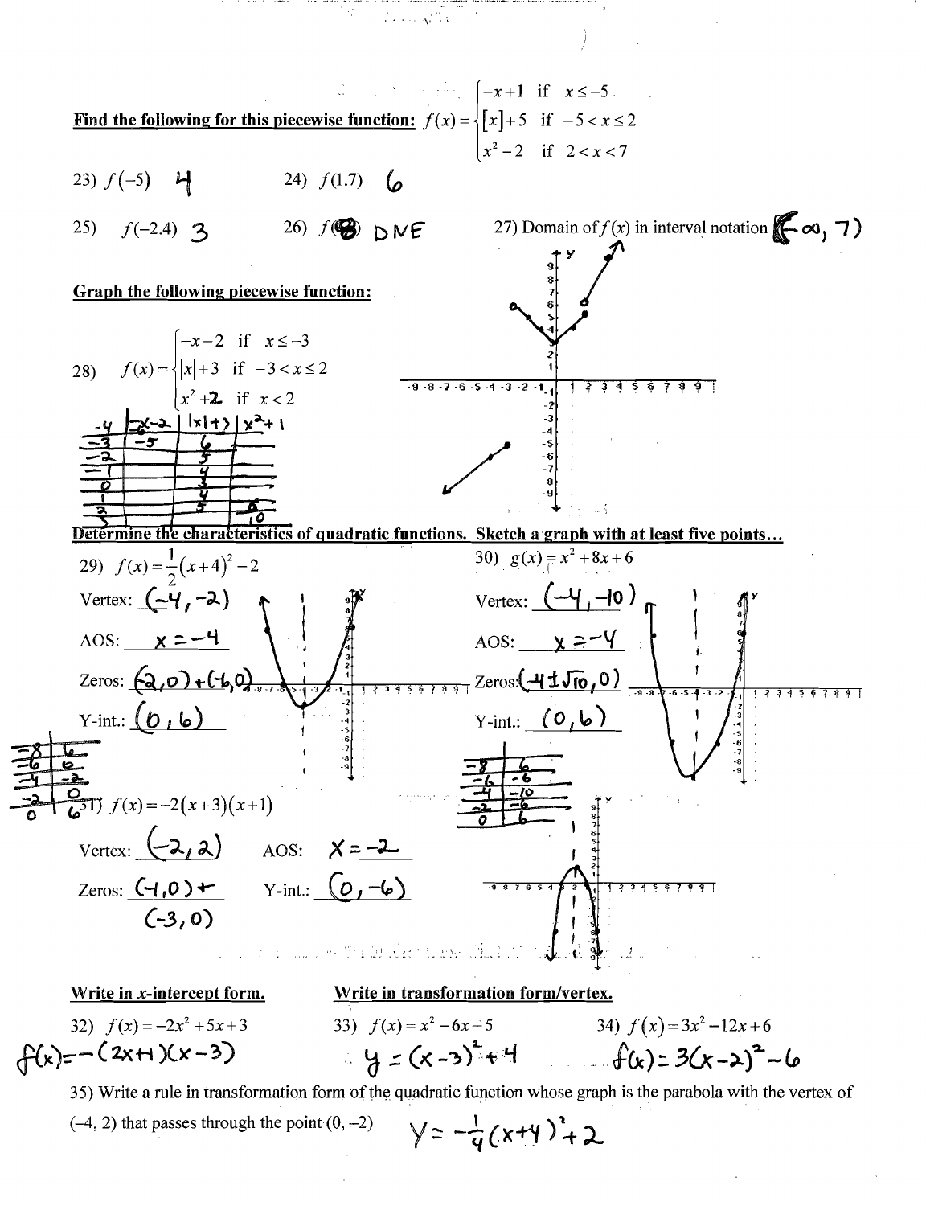**Find the following for this piecewise function:** $f(x) = \begin{cases} -x+1 & \text{if } x \le -5 \\ [x]+5 & \text{if } -5 < x \le 2 \\ x^2 - 2 & \text{if } 2 < x < 7 \end{cases}$

23) $f(-5)$ 4

24) $f(1.7)$ 6

25) $f(-2.4)$ 3

26) $f(8)$ DNE

27) Domain of $f(x)$ in interval notation $(-\infty, 7)$

**Graph the following piecewise function:**

28) $f(x) = \begin{cases} -x-2 & \text{if } x \le -3 \\ |x|+3 & \text{if } -3 < x \le 2 \\ x^2 + 2 & \text{if } x < 2 \end{cases}$

| | $-x-2$ | $\lvert x \rvert+3$ | $x^2+1$ |
|---|---|---|---|
| -4 | -6 | | |
| -3 | -5 | 6 | |
| -2 | | 5 | |
| -1 | | 4 | |
| 0 | | 3 | |
| 1 | | 4 | |
| 2 | | 5 | 6 |
| 3 | | | 10 |

**Determine the characteristics of quadratic functions. Sketch a graph with at least five points...**

29) $f(x) = \frac{1}{2}(x+4)^2 - 2$

Vertex: $(-4, -2)$

AOS: $x = -4$

Zeros: $(-2, 0) + (-6, 0)$

Y-int.: $(0, 6)$

| | |
|---|---|
| -8 | 6 |
| -6 | 0 |
| -4 | -2 |
| -2 | 0 |
| 0 | 6 |

30) $g(x) = x^2 + 8x + 6$

Vertex: $(-4, -10)$

AOS: $x = -4$

Zeros: $(-4 \pm \sqrt{10}, 0)$

Y-int.: $(0, 6)$

| | |
|---|---|
| -8 | 6 |
| -6 | -6 |
| -4 | -10 |
| -2 | -6 |
| 0 | 6 |

31) $f(x) = -2(x+3)(x+1)$

Vertex: $(-2, 2)$

AOS: $x = -2$

Zeros: $(-1, 0) +$ $(-3, 0)$

Y-int.: $(0, -6)$

**Write in $x$-intercept form.**

32) $f(x) = -2x^2 + 5x + 3$

$f(x) = -(2x+1)(x-3)$

**Write in transformation form/vertex.**

33) $f(x) = x^2 - 6x + 5$

$y = (x-3)^2 + 4$

34) $f(x) = 3x^2 - 12x + 6$

$f(x) = 3(x-2)^2 - 6$

35) Write a rule in transformation form of the quadratic function whose graph is the parabola with the vertex of $(-4, 2)$ that passes through the point $(0, -2)$

$y = -\frac{1}{4}(x+4)^2 + 2$